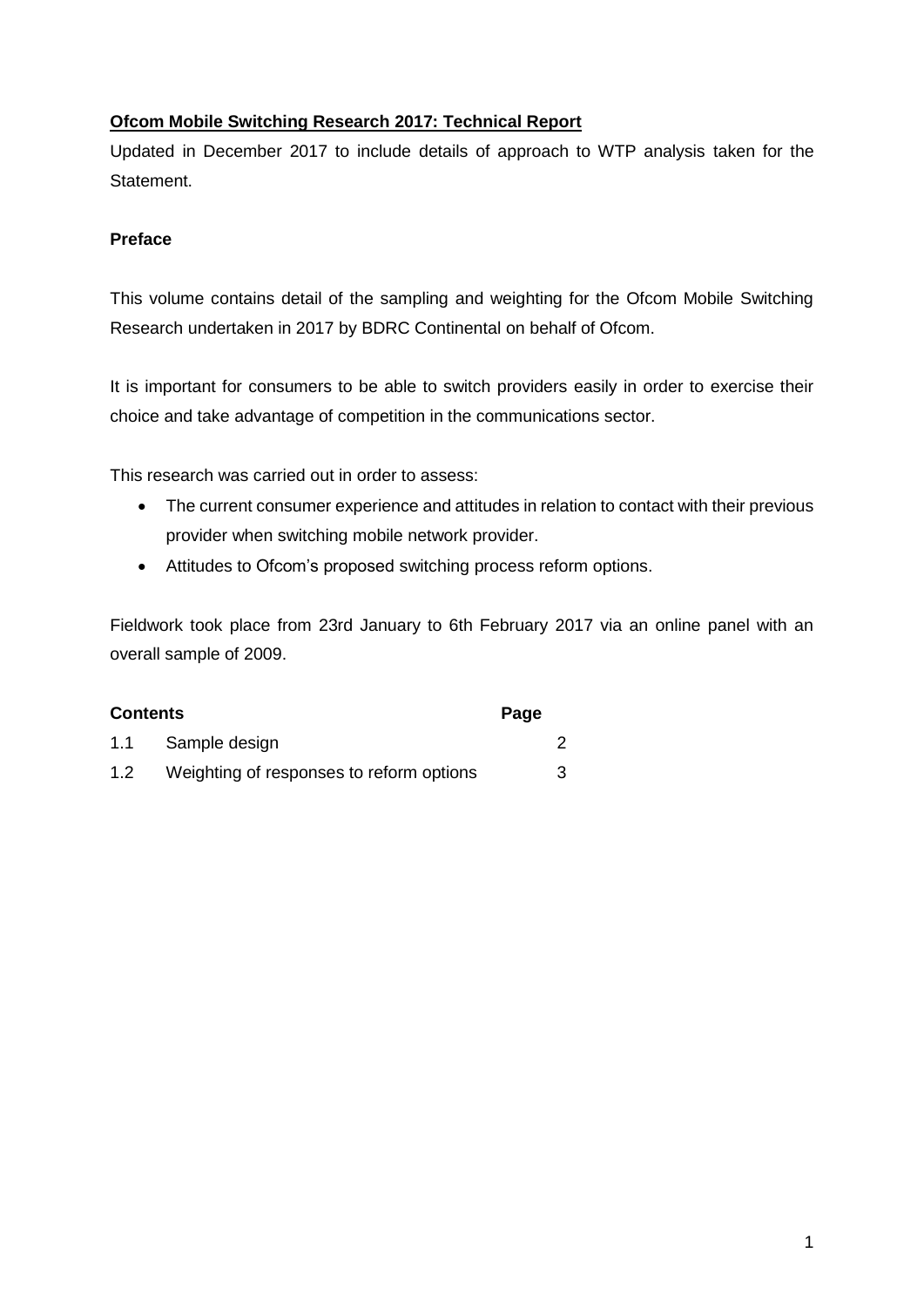**Ofcom Mobile Switching Research 2017: Technical Report**

Updated in December 2017 to include details of approach to WTP analysis taken for the Statement.

**Preface**

This volume contains detail of the sampling and weighting for the Ofcom Mobile Switching Research undertaken in 2017 by BDRC Continental on behalf of Ofcom.

It is important for consumers to be able to switch providers easily in order to exercise their choice and take advantage of competition in the communications sector.

This research was carried out in order to assess:

- The current consumer experience and attitudes in relation to contact with their previous provider when switching mobile network provider.
- Attitudes to Ofcom's proposed switching process reform options.

Fieldwork took place from 23rd January to 6th February 2017 via an online panel with an overall sample of 2009.

| **Contents** | | **Page** |
|---|---|---|
| 1.1 | Sample design | 2 |
| 1.2 | Weighting of responses to reform options | 3 |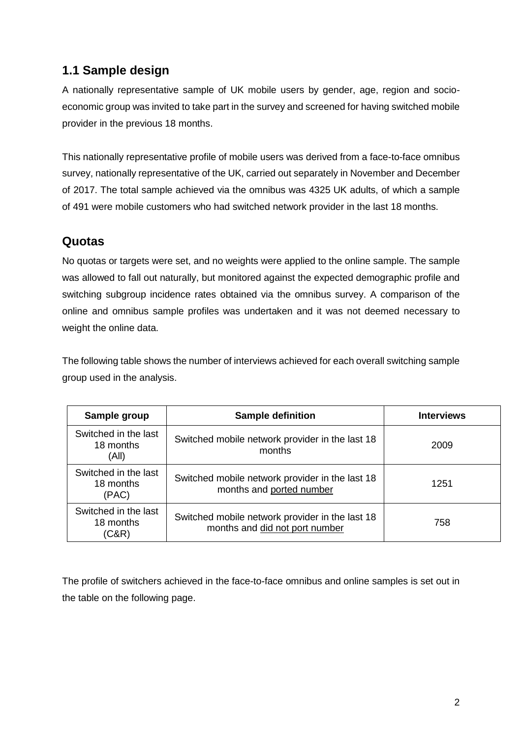## 1.1 Sample design

A nationally representative sample of UK mobile users by gender, age, region and socio-economic group was invited to take part in the survey and screened for having switched mobile provider in the previous 18 months.

This nationally representative profile of mobile users was derived from a face-to-face omnibus survey, nationally representative of the UK, carried out separately in November and December of 2017. The total sample achieved via the omnibus was 4325 UK adults, of which a sample of 491 were mobile customers who had switched network provider in the last 18 months.

## Quotas

No quotas or targets were set, and no weights were applied to the online sample. The sample was allowed to fall out naturally, but monitored against the expected demographic profile and switching subgroup incidence rates obtained via the omnibus survey. A comparison of the online and omnibus sample profiles was undertaken and it was not deemed necessary to weight the online data.

The following table shows the number of interviews achieved for each overall switching sample group used in the analysis.

| Sample group | Sample definition | Interviews |
|---|---|---|
| Switched in the last 18 months (All) | Switched mobile network provider in the last 18 months | 2009 |
| Switched in the last 18 months (PAC) | Switched mobile network provider in the last 18 months and ported number | 1251 |
| Switched in the last 18 months (C&R) | Switched mobile network provider in the last 18 months and did not port number | 758 |

The profile of switchers achieved in the face-to-face omnibus and online samples is set out in the table on the following page.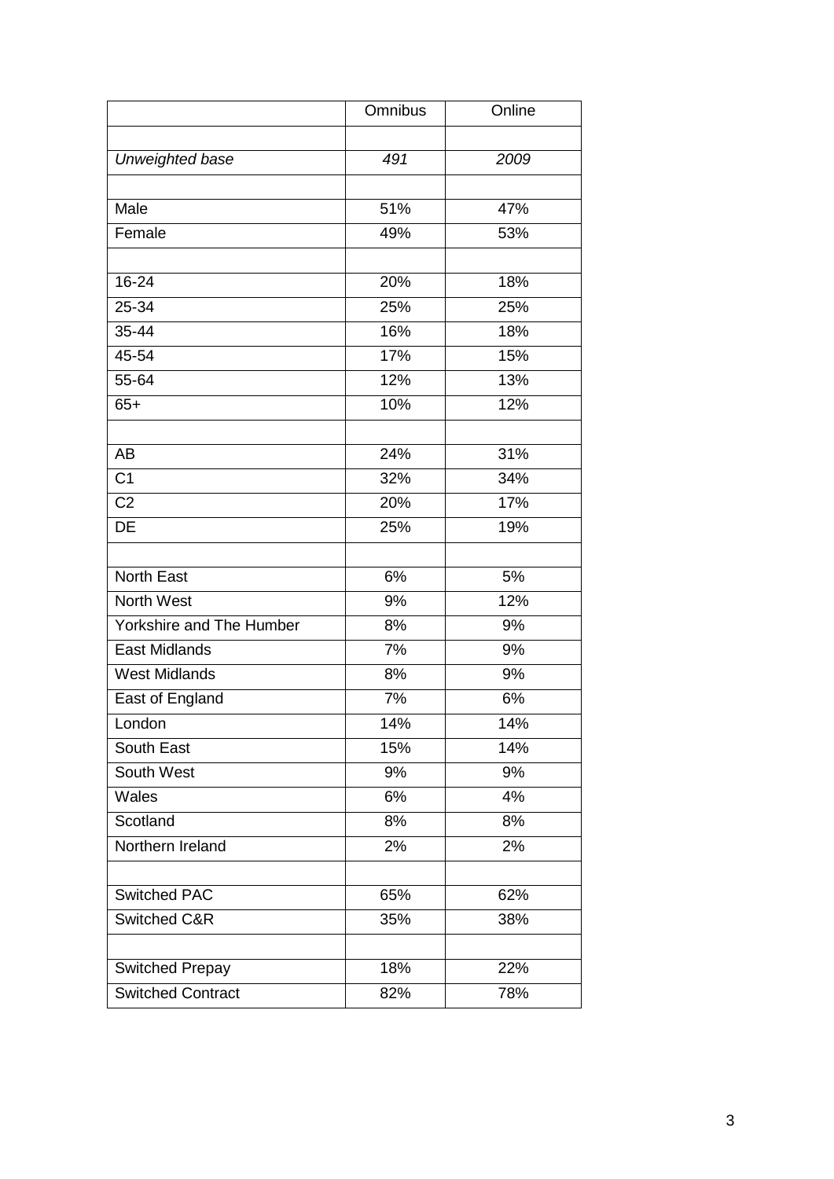| | Omnibus | Online |
|---|---|---|
| | | |
| *Unweighted base* | *491* | *2009* |
| | | |
| Male | 51% | 47% |
| Female | 49% | 53% |
| | | |
| 16-24 | 20% | 18% |
| 25-34 | 25% | 25% |
| 35-44 | 16% | 18% |
| 45-54 | 17% | 15% |
| 55-64 | 12% | 13% |
| 65+ | 10% | 12% |
| | | |
| AB | 24% | 31% |
| C1 | 32% | 34% |
| C2 | 20% | 17% |
| DE | 25% | 19% |
| | | |
| North East | 6% | 5% |
| North West | 9% | 12% |
| Yorkshire and The Humber | 8% | 9% |
| East Midlands | 7% | 9% |
| West Midlands | 8% | 9% |
| East of England | 7% | 6% |
| London | 14% | 14% |
| South East | 15% | 14% |
| South West | 9% | 9% |
| Wales | 6% | 4% |
| Scotland | 8% | 8% |
| Northern Ireland | 2% | 2% |
| | | |
| Switched PAC | 65% | 62% |
| Switched C&R | 35% | 38% |
| | | |
| Switched Prepay | 18% | 22% |
| Switched Contract | 82% | 78% |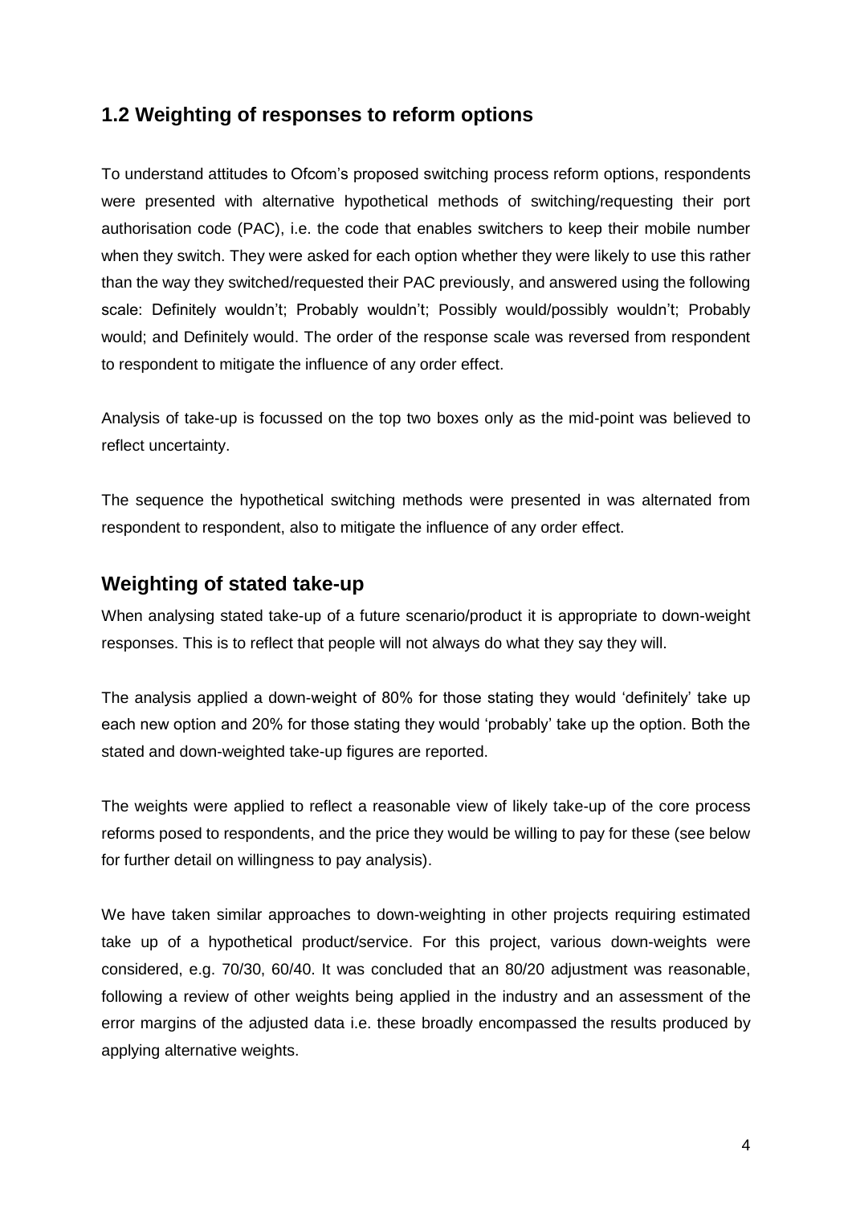## 1.2 Weighting of responses to reform options

To understand attitudes to Ofcom's proposed switching process reform options, respondents were presented with alternative hypothetical methods of switching/requesting their port authorisation code (PAC), i.e. the code that enables switchers to keep their mobile number when they switch. They were asked for each option whether they were likely to use this rather than the way they switched/requested their PAC previously, and answered using the following scale: Definitely wouldn't; Probably wouldn't; Possibly would/possibly wouldn't; Probably would; and Definitely would. The order of the response scale was reversed from respondent to respondent to mitigate the influence of any order effect.

Analysis of take-up is focussed on the top two boxes only as the mid-point was believed to reflect uncertainty.

The sequence the hypothetical switching methods were presented in was alternated from respondent to respondent, also to mitigate the influence of any order effect.

## Weighting of stated take-up

When analysing stated take-up of a future scenario/product it is appropriate to down-weight responses. This is to reflect that people will not always do what they say they will.

The analysis applied a down-weight of 80% for those stating they would 'definitely' take up each new option and 20% for those stating they would 'probably' take up the option. Both the stated and down-weighted take-up figures are reported.

The weights were applied to reflect a reasonable view of likely take-up of the core process reforms posed to respondents, and the price they would be willing to pay for these (see below for further detail on willingness to pay analysis).

We have taken similar approaches to down-weighting in other projects requiring estimated take up of a hypothetical product/service. For this project, various down-weights were considered, e.g. 70/30, 60/40. It was concluded that an 80/20 adjustment was reasonable, following a review of other weights being applied in the industry and an assessment of the error margins of the adjusted data i.e. these broadly encompassed the results produced by applying alternative weights.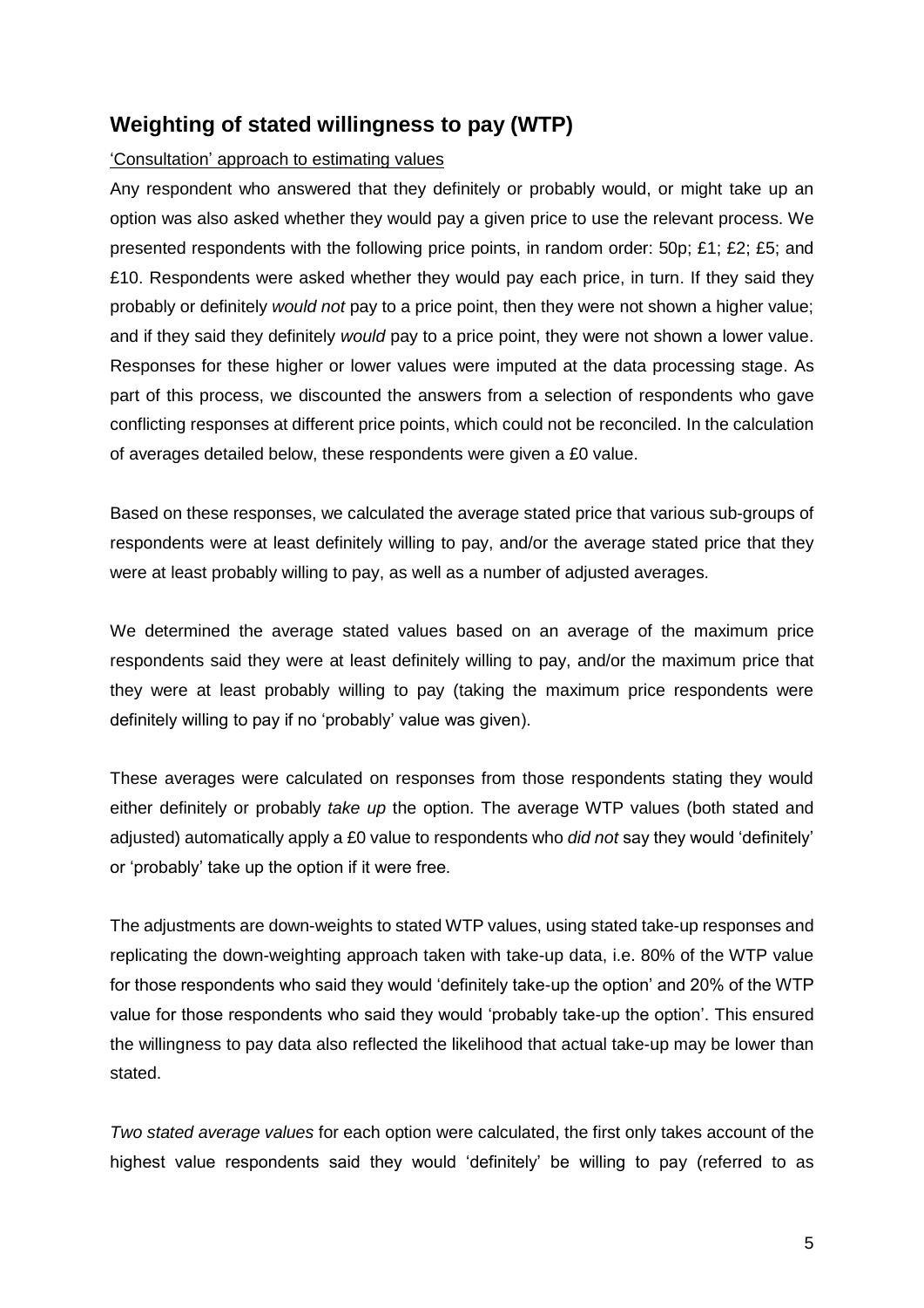## Weighting of stated willingness to pay (WTP)

'Consultation' approach to estimating values

Any respondent who answered that they definitely or probably would, or might take up an option was also asked whether they would pay a given price to use the relevant process. We presented respondents with the following price points, in random order: 50p; £1; £2; £5; and £10. Respondents were asked whether they would pay each price, in turn. If they said they probably or definitely *would not* pay to a price point, then they were not shown a higher value; and if they said they definitely *would* pay to a price point, they were not shown a lower value. Responses for these higher or lower values were imputed at the data processing stage. As part of this process, we discounted the answers from a selection of respondents who gave conflicting responses at different price points, which could not be reconciled. In the calculation of averages detailed below, these respondents were given a £0 value.

Based on these responses, we calculated the average stated price that various sub-groups of respondents were at least definitely willing to pay, and/or the average stated price that they were at least probably willing to pay, as well as a number of adjusted averages.

We determined the average stated values based on an average of the maximum price respondents said they were at least definitely willing to pay, and/or the maximum price that they were at least probably willing to pay (taking the maximum price respondents were definitely willing to pay if no 'probably' value was given).

These averages were calculated on responses from those respondents stating they would either definitely or probably *take up* the option. The average WTP values (both stated and adjusted) automatically apply a £0 value to respondents who *did not* say they would 'definitely' or 'probably' take up the option if it were free.

The adjustments are down-weights to stated WTP values, using stated take-up responses and replicating the down-weighting approach taken with take-up data, i.e. 80% of the WTP value for those respondents who said they would 'definitely take-up the option' and 20% of the WTP value for those respondents who said they would 'probably take-up the option'. This ensured the willingness to pay data also reflected the likelihood that actual take-up may be lower than stated.

*Two stated average values* for each option were calculated, the first only takes account of the highest value respondents said they would 'definitely' be willing to pay (referred to as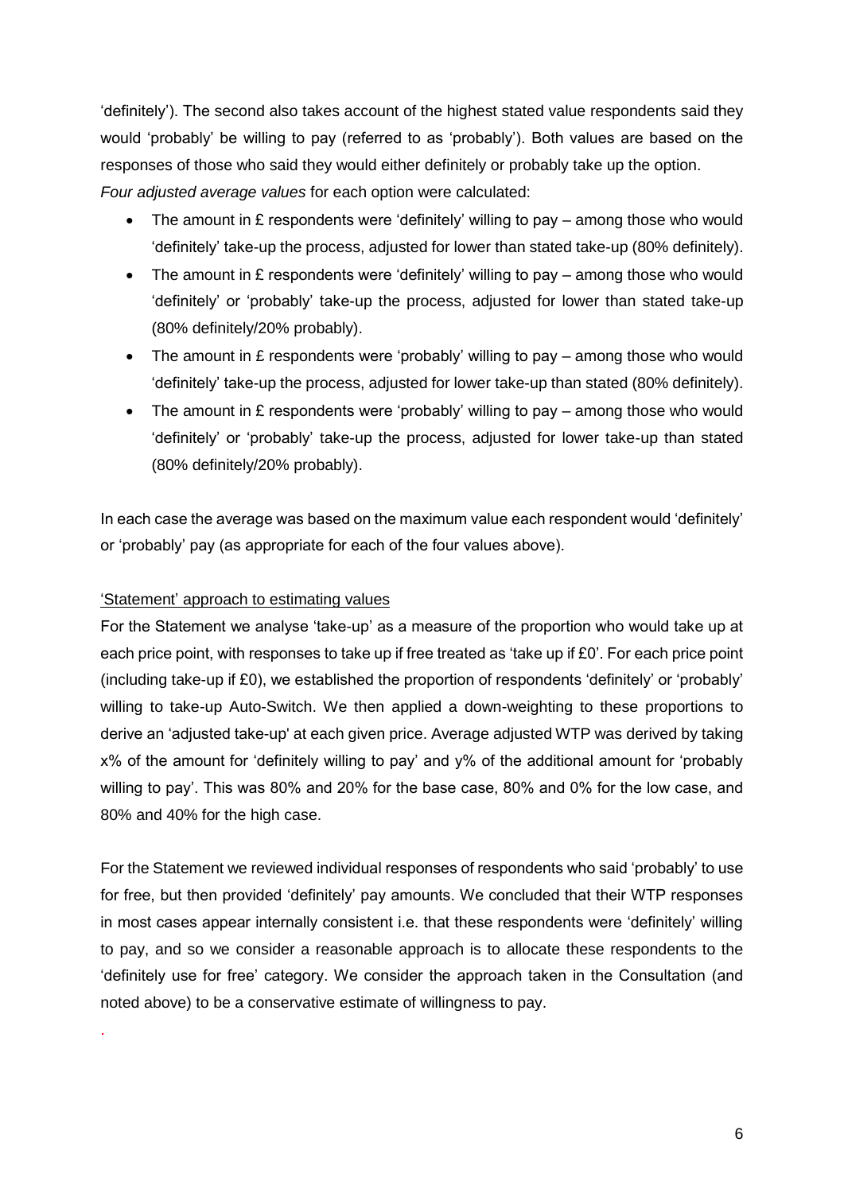'definitely'). The second also takes account of the highest stated value respondents said they would 'probably' be willing to pay (referred to as 'probably'). Both values are based on the responses of those who said they would either definitely or probably take up the option.

*Four adjusted average values* for each option were calculated:

- The amount in £ respondents were 'definitely' willing to pay – among those who would 'definitely' take-up the process, adjusted for lower than stated take-up (80% definitely).
- The amount in £ respondents were 'definitely' willing to pay – among those who would 'definitely' or 'probably' take-up the process, adjusted for lower than stated take-up (80% definitely/20% probably).
- The amount in £ respondents were 'probably' willing to pay – among those who would 'definitely' take-up the process, adjusted for lower take-up than stated (80% definitely).
- The amount in £ respondents were 'probably' willing to pay – among those who would 'definitely' or 'probably' take-up the process, adjusted for lower take-up than stated (80% definitely/20% probably).

In each case the average was based on the maximum value each respondent would 'definitely' or 'probably' pay (as appropriate for each of the four values above).

'Statement' approach to estimating values

For the Statement we analyse 'take-up' as a measure of the proportion who would take up at each price point, with responses to take up if free treated as 'take up if £0'. For each price point (including take-up if £0), we established the proportion of respondents 'definitely' or 'probably' willing to take-up Auto-Switch. We then applied a down-weighting to these proportions to derive an 'adjusted take-up' at each given price. Average adjusted WTP was derived by taking x% of the amount for 'definitely willing to pay' and y% of the additional amount for 'probably willing to pay'. This was 80% and 20% for the base case, 80% and 0% for the low case, and 80% and 40% for the high case.

For the Statement we reviewed individual responses of respondents who said 'probably' to use for free, but then provided 'definitely' pay amounts. We concluded that their WTP responses in most cases appear internally consistent i.e. that these respondents were 'definitely' willing to pay, and so we consider a reasonable approach is to allocate these respondents to the 'definitely use for free' category. We consider the approach taken in the Consultation (and noted above) to be a conservative estimate of willingness to pay.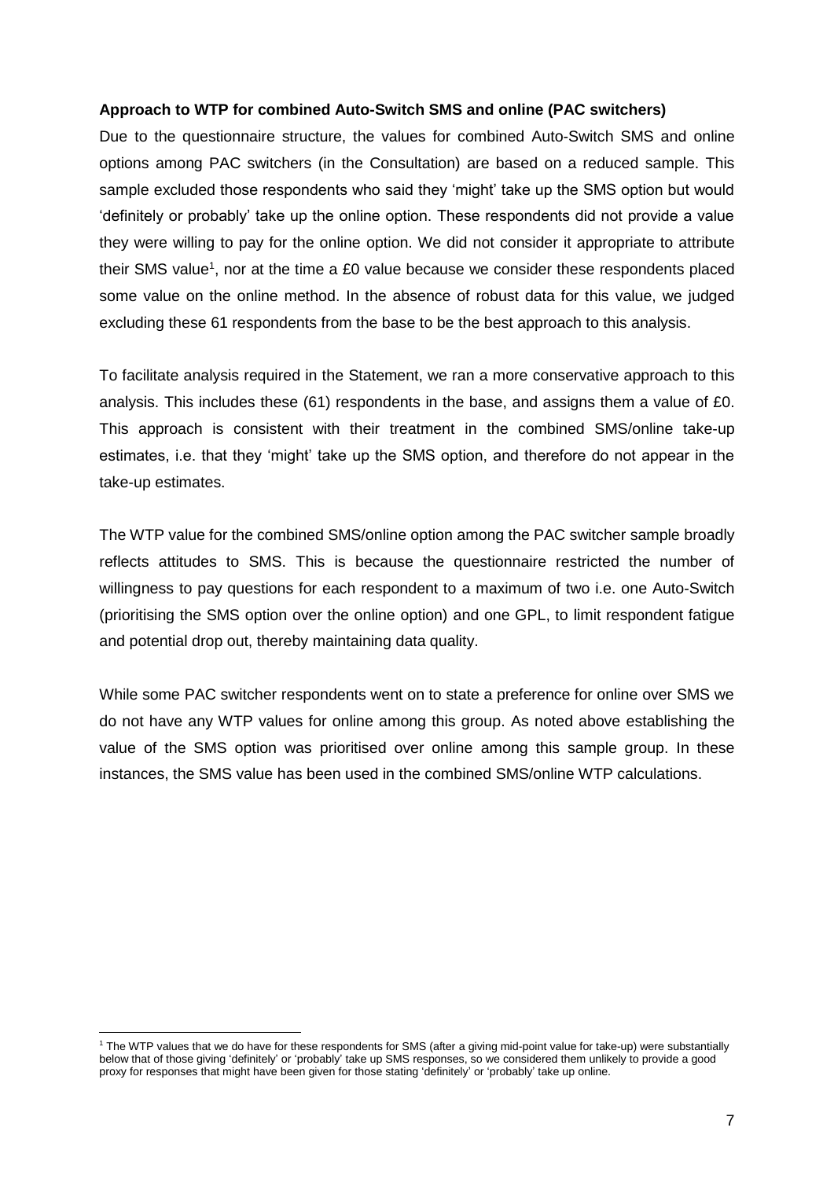**Approach to WTP for combined Auto-Switch SMS and online (PAC switchers)**

Due to the questionnaire structure, the values for combined Auto-Switch SMS and online options among PAC switchers (in the Consultation) are based on a reduced sample. This sample excluded those respondents who said they 'might' take up the SMS option but would 'definitely or probably' take up the online option. These respondents did not provide a value they were willing to pay for the online option. We did not consider it appropriate to attribute their SMS value[1], nor at the time a £0 value because we consider these respondents placed some value on the online method. In the absence of robust data for this value, we judged excluding these 61 respondents from the base to be the best approach to this analysis.

To facilitate analysis required in the Statement, we ran a more conservative approach to this analysis. This includes these (61) respondents in the base, and assigns them a value of £0. This approach is consistent with their treatment in the combined SMS/online take-up estimates, i.e. that they 'might' take up the SMS option, and therefore do not appear in the take-up estimates.

The WTP value for the combined SMS/online option among the PAC switcher sample broadly reflects attitudes to SMS. This is because the questionnaire restricted the number of willingness to pay questions for each respondent to a maximum of two i.e. one Auto-Switch (prioritising the SMS option over the online option) and one GPL, to limit respondent fatigue and potential drop out, thereby maintaining data quality.

While some PAC switcher respondents went on to state a preference for online over SMS we do not have any WTP values for online among this group. As noted above establishing the value of the SMS option was prioritised over online among this sample group. In these instances, the SMS value has been used in the combined SMS/online WTP calculations.

[1] The WTP values that we do have for these respondents for SMS (after a giving mid-point value for take-up) were substantially below that of those giving 'definitely' or 'probably' take up SMS responses, so we considered them unlikely to provide a good proxy for responses that might have been given for those stating 'definitely' or 'probably' take up online.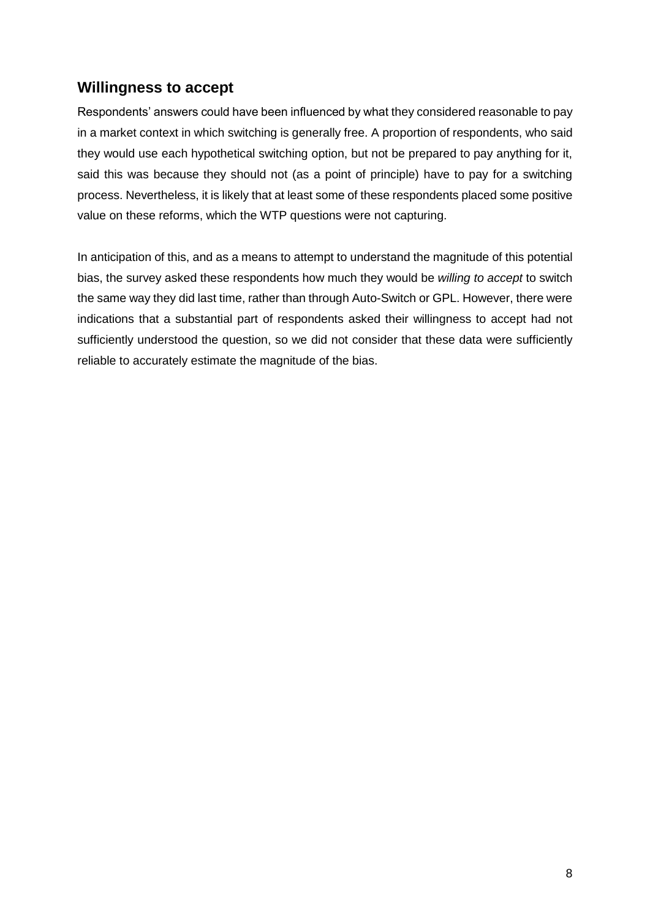## Willingness to accept

Respondents' answers could have been influenced by what they considered reasonable to pay in a market context in which switching is generally free. A proportion of respondents, who said they would use each hypothetical switching option, but not be prepared to pay anything for it, said this was because they should not (as a point of principle) have to pay for a switching process. Nevertheless, it is likely that at least some of these respondents placed some positive value on these reforms, which the WTP questions were not capturing.

In anticipation of this, and as a means to attempt to understand the magnitude of this potential bias, the survey asked these respondents how much they would be *willing to accept* to switch the same way they did last time, rather than through Auto-Switch or GPL. However, there were indications that a substantial part of respondents asked their willingness to accept had not sufficiently understood the question, so we did not consider that these data were sufficiently reliable to accurately estimate the magnitude of the bias.